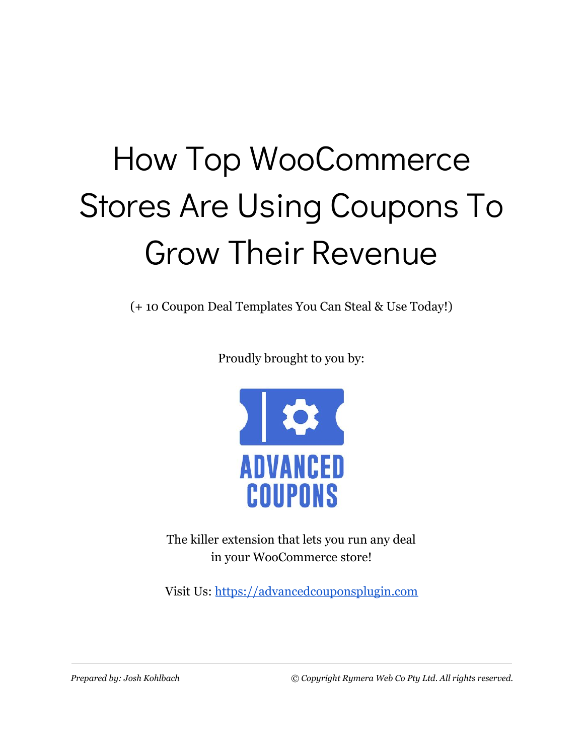# How Top WooCommerce Stores Are Using Coupons To Grow Their Revenue

(+ 10 Coupon Deal Templates You Can Steal & Use Today!)

Proudly brought to you by:

ADVANCED COUPONS

The killer extension that lets you run any deal in your WooCommerce store!

Visit Us: [https://advancedcouponsplugin.com](https://advancedcouponsplugin.com)

---

*Prepared by: Josh Kohlbach*

*© Copyright Rymera Web Co Pty Ltd. All rights reserved.*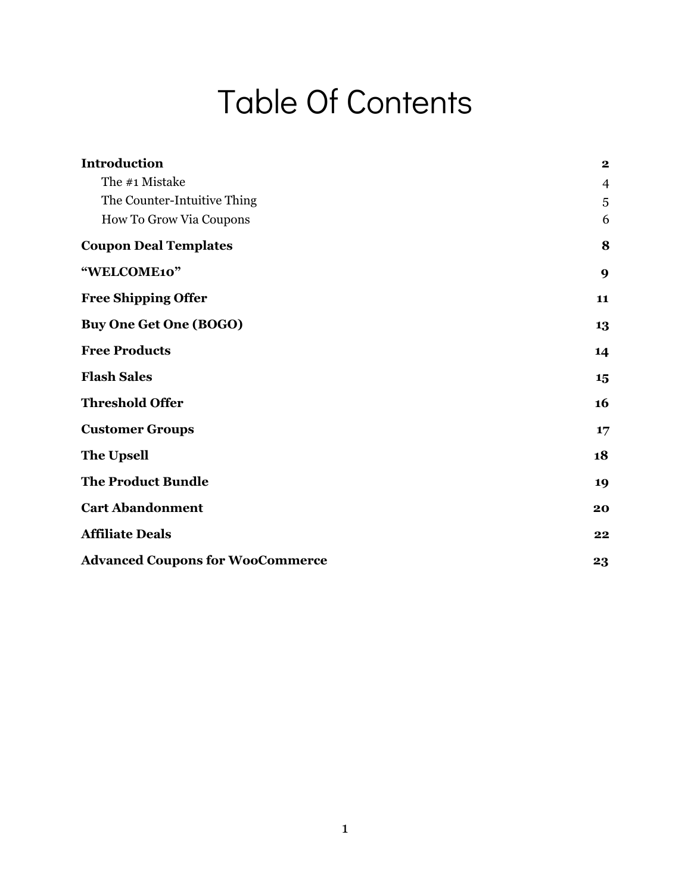# Table Of Contents

| | |
|---|---|
| **Introduction** | **2** |
| The #1 Mistake | 4 |
| The Counter-Intuitive Thing | 5 |
| How To Grow Via Coupons | 6 |
| **Coupon Deal Templates** | **8** |
| **"WELCOME10"** | **9** |
| **Free Shipping Offer** | **11** |
| **Buy One Get One (BOGO)** | **13** |
| **Free Products** | **14** |
| **Flash Sales** | **15** |
| **Threshold Offer** | **16** |
| **Customer Groups** | **17** |
| **The Upsell** | **18** |
| **The Product Bundle** | **19** |
| **Cart Abandonment** | **20** |
| **Affiliate Deals** | **22** |
| **Advanced Coupons for WooCommerce** | **23** |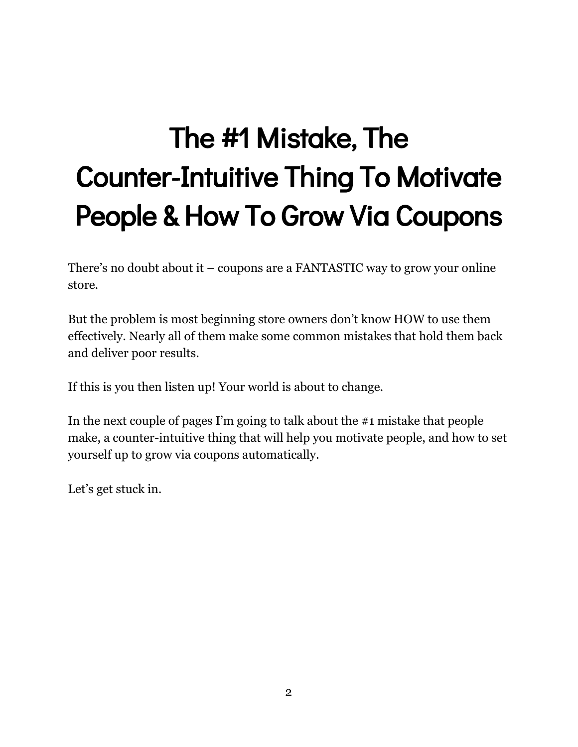# The #1 Mistake, The Counter-Intuitive Thing To Motivate People & How To Grow Via Coupons

There's no doubt about it – coupons are a FANTASTIC way to grow your online store.

But the problem is most beginning store owners don't know HOW to use them effectively. Nearly all of them make some common mistakes that hold them back and deliver poor results.

If this is you then listen up! Your world is about to change.

In the next couple of pages I'm going to talk about the #1 mistake that people make, a counter-intuitive thing that will help you motivate people, and how to set yourself up to grow via coupons automatically.

Let's get stuck in.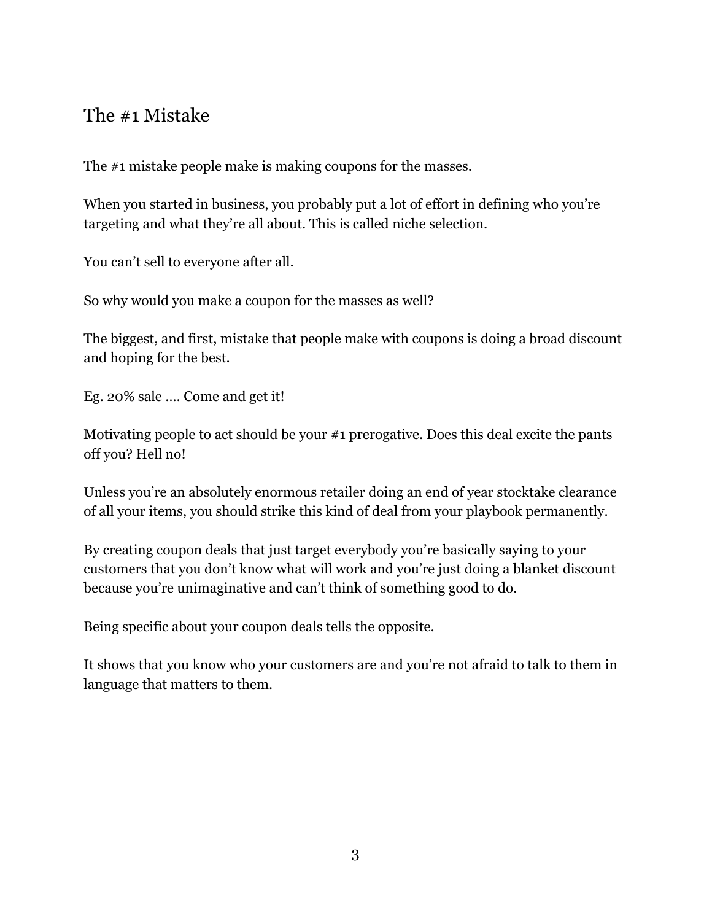## The #1 Mistake

The #1 mistake people make is making coupons for the masses.

When you started in business, you probably put a lot of effort in defining who you're targeting and what they're all about. This is called niche selection.

You can't sell to everyone after all.

So why would you make a coupon for the masses as well?

The biggest, and first, mistake that people make with coupons is doing a broad discount and hoping for the best.

Eg. 20% sale …. Come and get it!

Motivating people to act should be your #1 prerogative. Does this deal excite the pants off you? Hell no!

Unless you're an absolutely enormous retailer doing an end of year stocktake clearance of all your items, you should strike this kind of deal from your playbook permanently.

By creating coupon deals that just target everybody you're basically saying to your customers that you don't know what will work and you're just doing a blanket discount because you're unimaginative and can't think of something good to do.

Being specific about your coupon deals tells the opposite.

It shows that you know who your customers are and you're not afraid to talk to them in language that matters to them.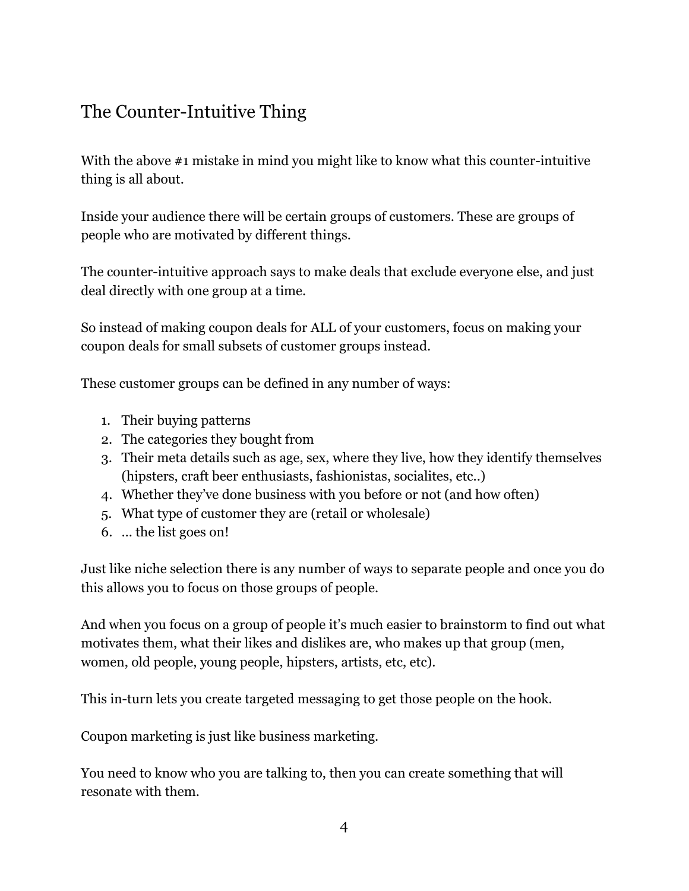## The Counter-Intuitive Thing

With the above #1 mistake in mind you might like to know what this counter-intuitive thing is all about.

Inside your audience there will be certain groups of customers. These are groups of people who are motivated by different things.

The counter-intuitive approach says to make deals that exclude everyone else, and just deal directly with one group at a time.

So instead of making coupon deals for ALL of your customers, focus on making your coupon deals for small subsets of customer groups instead.

These customer groups can be defined in any number of ways:

1. Their buying patterns
2. The categories they bought from
3. Their meta details such as age, sex, where they live, how they identify themselves (hipsters, craft beer enthusiasts, fashionistas, socialites, etc..)
4. Whether they've done business with you before or not (and how often)
5. What type of customer they are (retail or wholesale)
6. … the list goes on!

Just like niche selection there is any number of ways to separate people and once you do this allows you to focus on those groups of people.

And when you focus on a group of people it's much easier to brainstorm to find out what motivates them, what their likes and dislikes are, who makes up that group (men, women, old people, young people, hipsters, artists, etc, etc).

This in-turn lets you create targeted messaging to get those people on the hook.

Coupon marketing is just like business marketing.

You need to know who you are talking to, then you can create something that will resonate with them.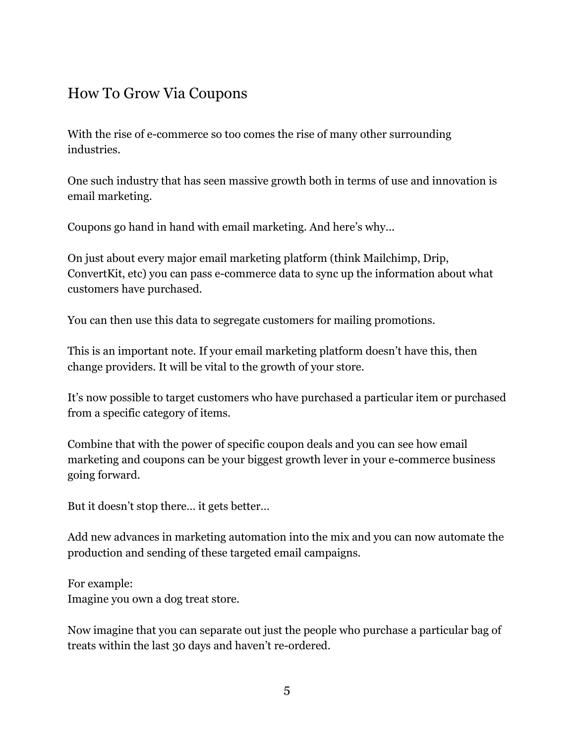## How To Grow Via Coupons

With the rise of e-commerce so too comes the rise of many other surrounding industries.

One such industry that has seen massive growth both in terms of use and innovation is email marketing.

Coupons go hand in hand with email marketing. And here's why…

On just about every major email marketing platform (think Mailchimp, Drip, ConvertKit, etc) you can pass e-commerce data to sync up the information about what customers have purchased.

You can then use this data to segregate customers for mailing promotions.

This is an important note. If your email marketing platform doesn't have this, then change providers. It will be vital to the growth of your store.

It's now possible to target customers who have purchased a particular item or purchased from a specific category of items.

Combine that with the power of specific coupon deals and you can see how email marketing and coupons can be your biggest growth lever in your e-commerce business going forward.

But it doesn't stop there… it gets better…

Add new advances in marketing automation into the mix and you can now automate the production and sending of these targeted email campaigns.

For example:
Imagine you own a dog treat store.

Now imagine that you can separate out just the people who purchase a particular bag of treats within the last 30 days and haven't re-ordered.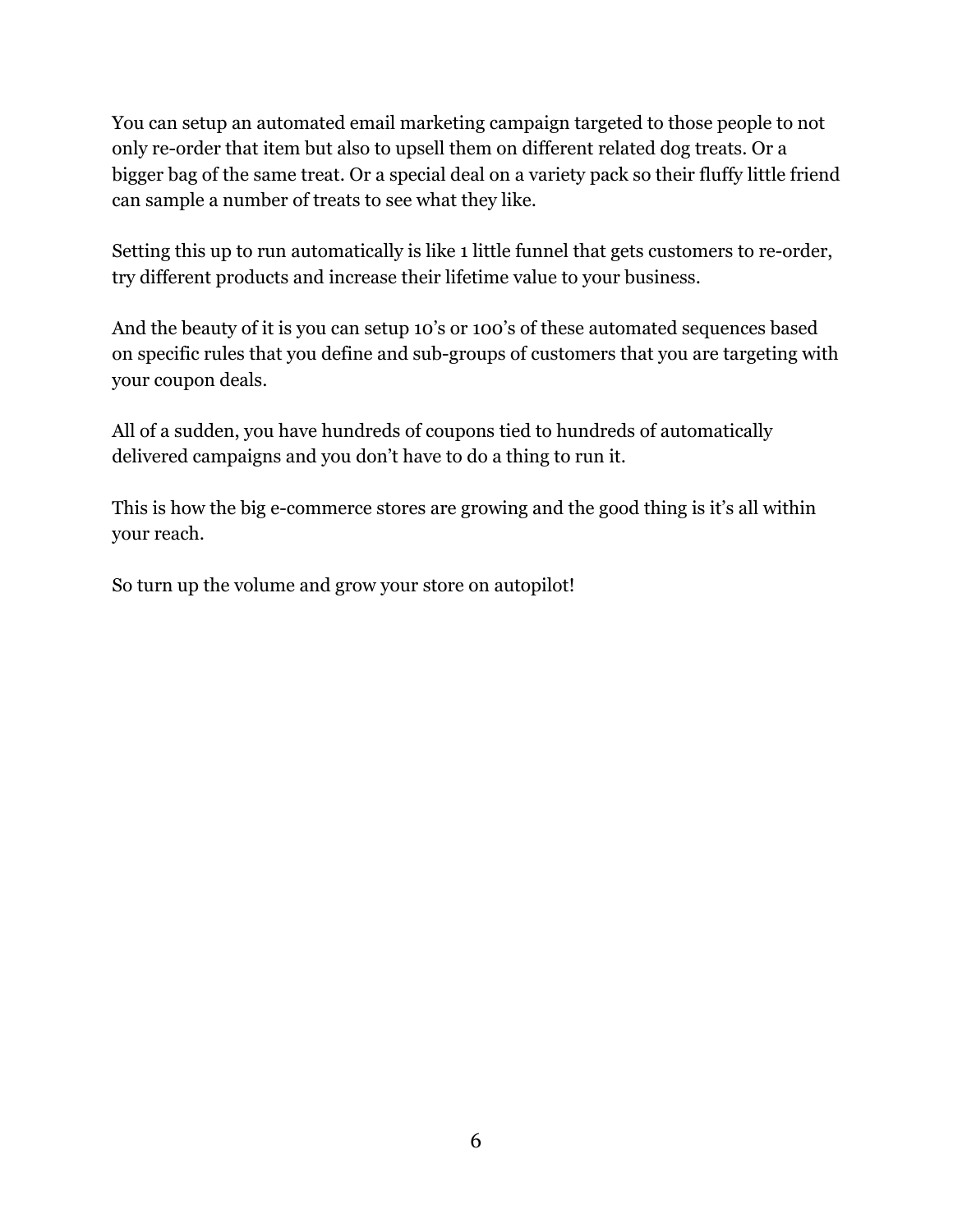You can setup an automated email marketing campaign targeted to those people to not only re-order that item but also to upsell them on different related dog treats. Or a bigger bag of the same treat. Or a special deal on a variety pack so their fluffy little friend can sample a number of treats to see what they like.

Setting this up to run automatically is like 1 little funnel that gets customers to re-order, try different products and increase their lifetime value to your business.

And the beauty of it is you can setup 10's or 100's of these automated sequences based on specific rules that you define and sub-groups of customers that you are targeting with your coupon deals.

All of a sudden, you have hundreds of coupons tied to hundreds of automatically delivered campaigns and you don't have to do a thing to run it.

This is how the big e-commerce stores are growing and the good thing is it's all within your reach.

So turn up the volume and grow your store on autopilot!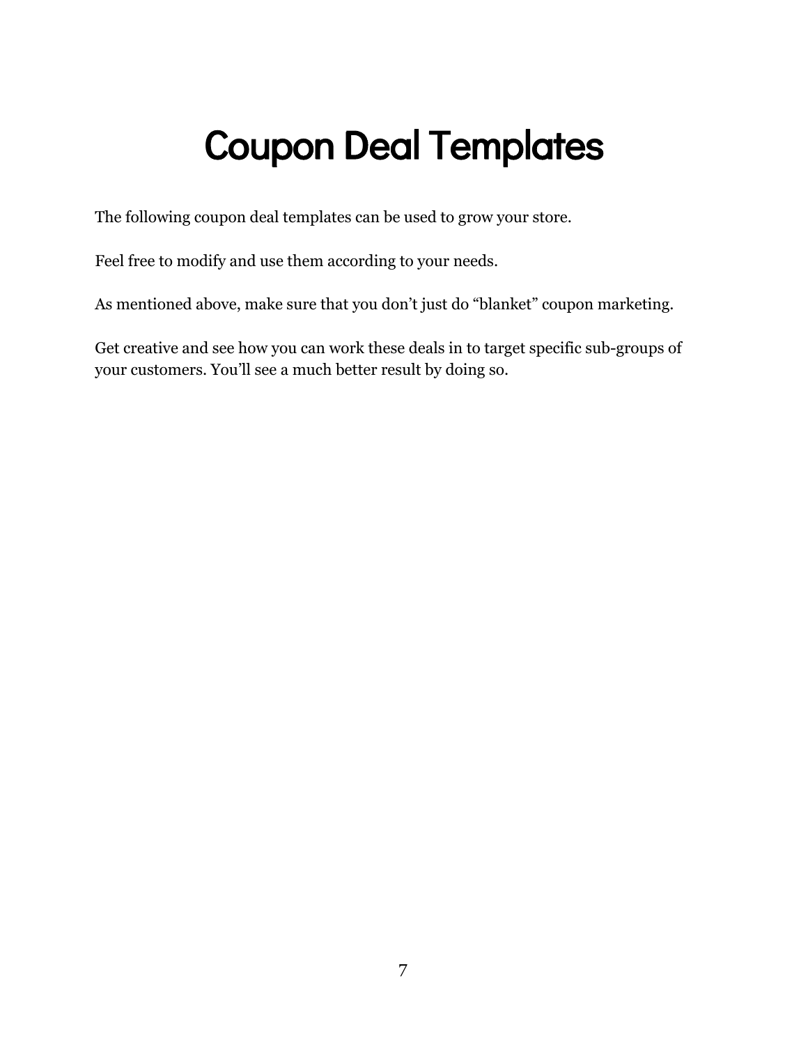# Coupon Deal Templates

The following coupon deal templates can be used to grow your store.

Feel free to modify and use them according to your needs.

As mentioned above, make sure that you don't just do "blanket" coupon marketing.

Get creative and see how you can work these deals in to target specific sub-groups of your customers. You'll see a much better result by doing so.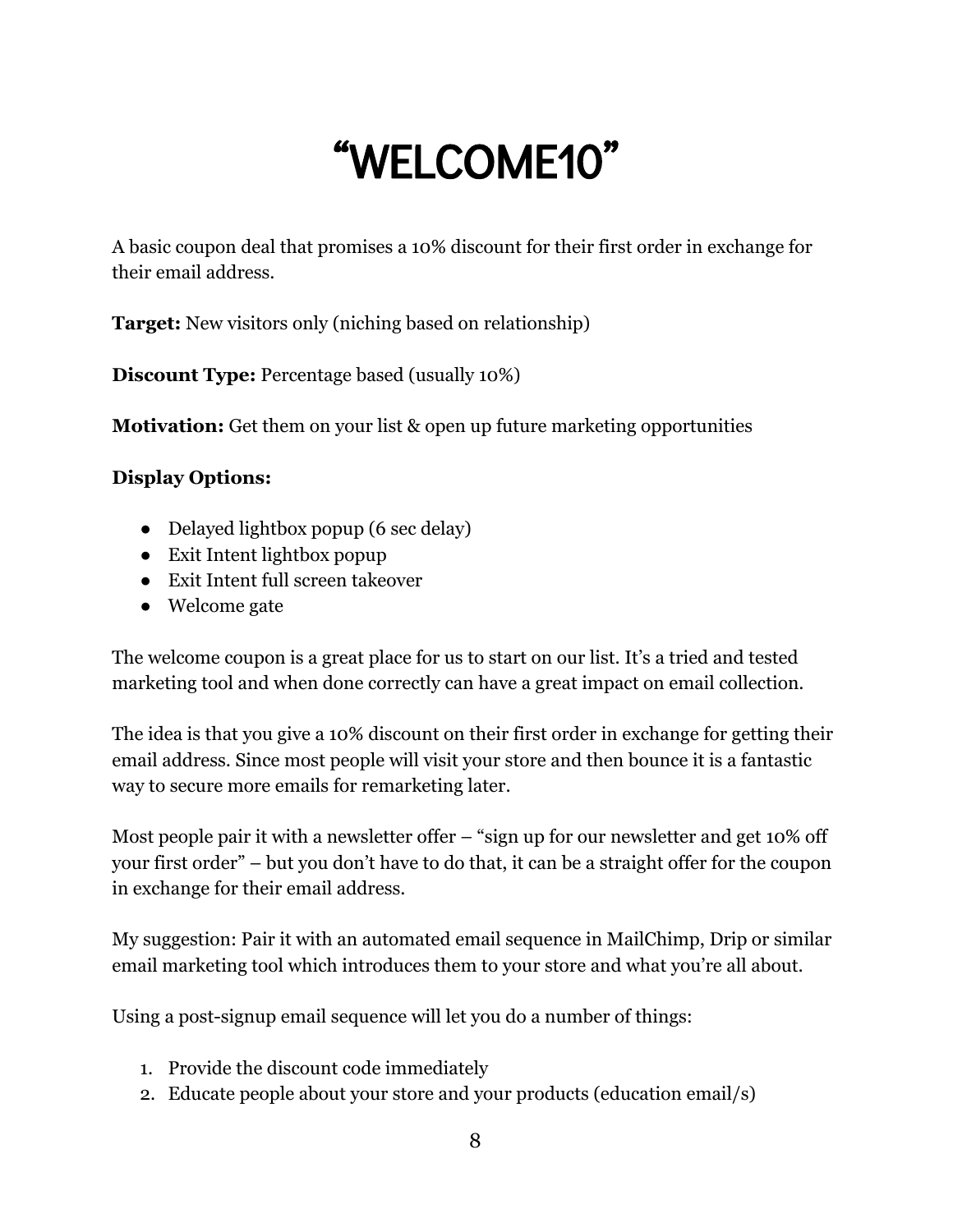# "WELCOME10"

A basic coupon deal that promises a 10% discount for their first order in exchange for their email address.

**Target:** New visitors only (niching based on relationship)

**Discount Type:** Percentage based (usually 10%)

**Motivation:** Get them on your list & open up future marketing opportunities

**Display Options:**

- Delayed lightbox popup (6 sec delay)
- Exit Intent lightbox popup
- Exit Intent full screen takeover
- Welcome gate

The welcome coupon is a great place for us to start on our list. It's a tried and tested marketing tool and when done correctly can have a great impact on email collection.

The idea is that you give a 10% discount on their first order in exchange for getting their email address. Since most people will visit your store and then bounce it is a fantastic way to secure more emails for remarketing later.

Most people pair it with a newsletter offer – "sign up for our newsletter and get 10% off your first order" – but you don't have to do that, it can be a straight offer for the coupon in exchange for their email address.

My suggestion: Pair it with an automated email sequence in MailChimp, Drip or similar email marketing tool which introduces them to your store and what you're all about.

Using a post-signup email sequence will let you do a number of things:

1. Provide the discount code immediately
2. Educate people about your store and your products (education email/s)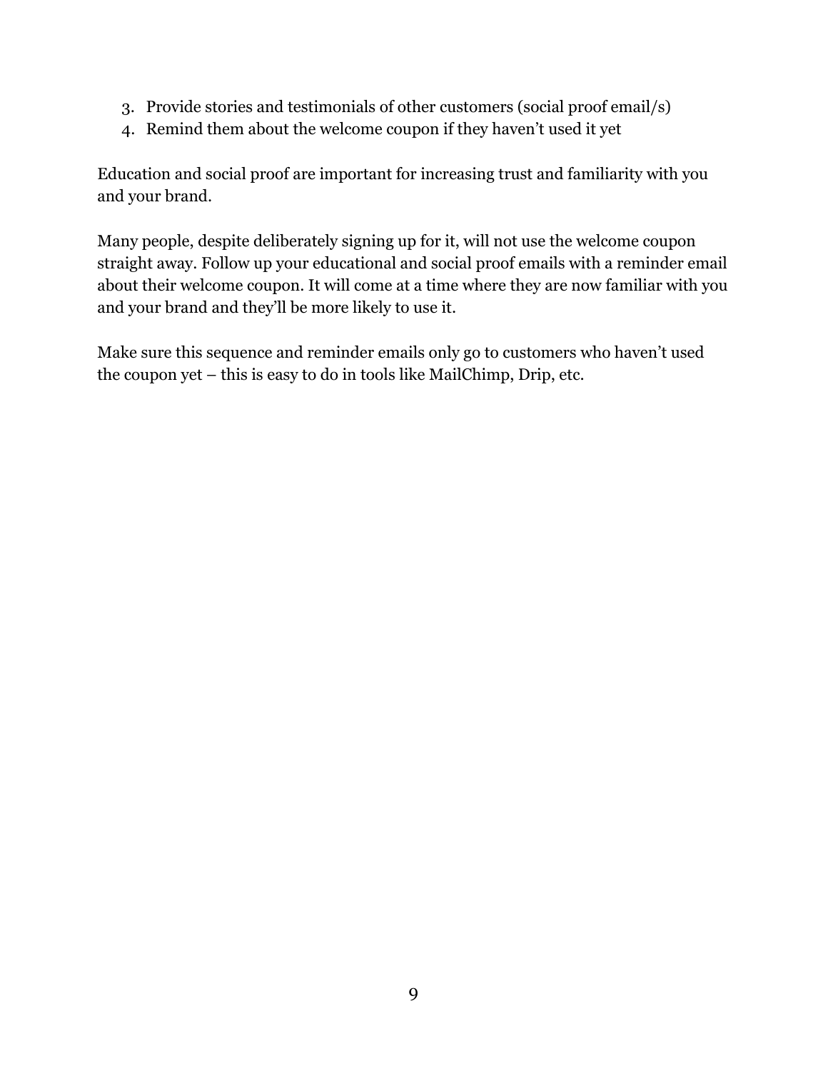3. Provide stories and testimonials of other customers (social proof email/s)
4. Remind them about the welcome coupon if they haven't used it yet

Education and social proof are important for increasing trust and familiarity with you and your brand.

Many people, despite deliberately signing up for it, will not use the welcome coupon straight away. Follow up your educational and social proof emails with a reminder email about their welcome coupon. It will come at a time where they are now familiar with you and your brand and they'll be more likely to use it.

Make sure this sequence and reminder emails only go to customers who haven't used the coupon yet – this is easy to do in tools like MailChimp, Drip, etc.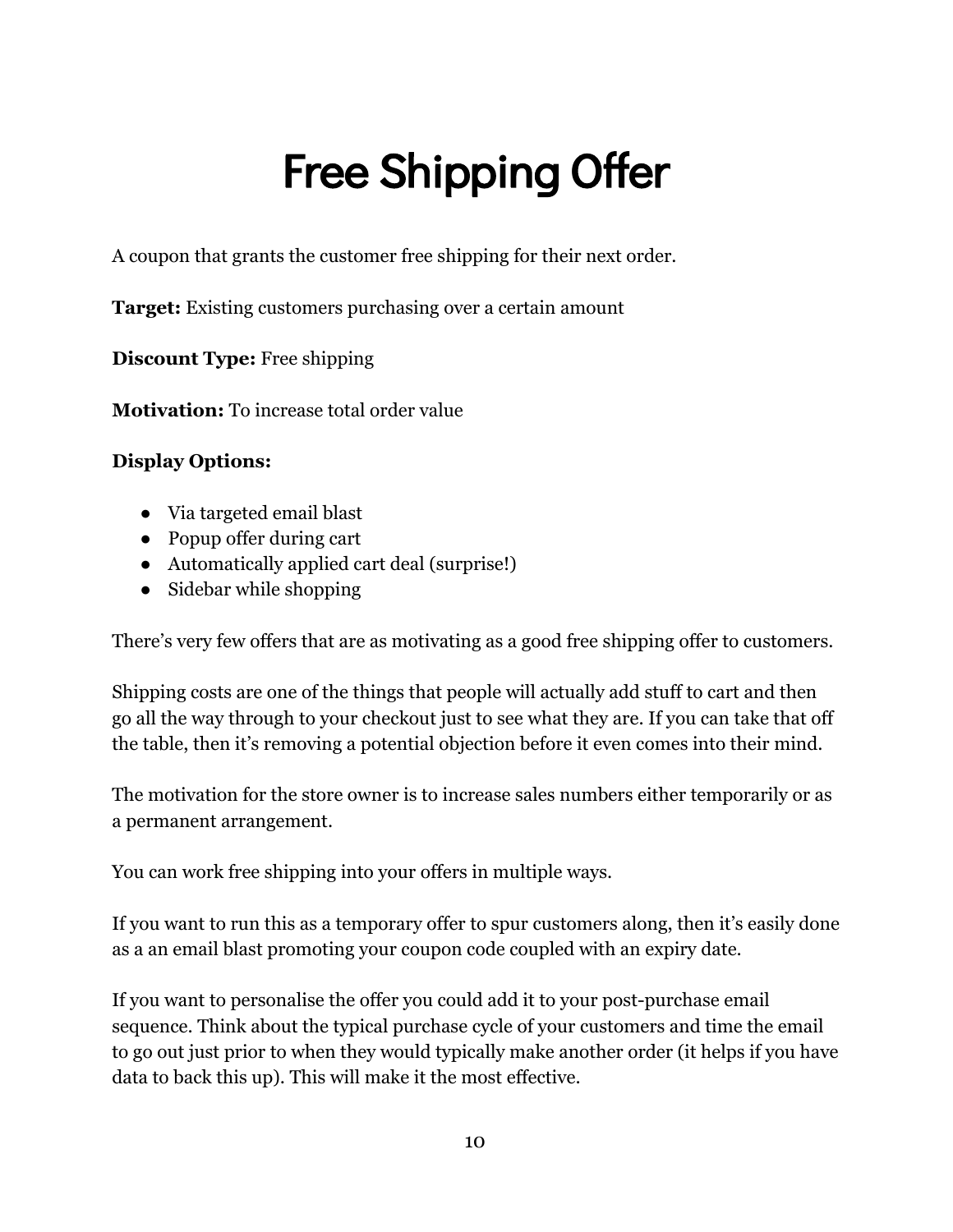# Free Shipping Offer

A coupon that grants the customer free shipping for their next order.

**Target:** Existing customers purchasing over a certain amount

**Discount Type:** Free shipping

**Motivation:** To increase total order value

**Display Options:**

- Via targeted email blast
- Popup offer during cart
- Automatically applied cart deal (surprise!)
- Sidebar while shopping

There's very few offers that are as motivating as a good free shipping offer to customers.

Shipping costs are one of the things that people will actually add stuff to cart and then go all the way through to your checkout just to see what they are. If you can take that off the table, then it's removing a potential objection before it even comes into their mind.

The motivation for the store owner is to increase sales numbers either temporarily or as a permanent arrangement.

You can work free shipping into your offers in multiple ways.

If you want to run this as a temporary offer to spur customers along, then it's easily done as a an email blast promoting your coupon code coupled with an expiry date.

If you want to personalise the offer you could add it to your post-purchase email sequence. Think about the typical purchase cycle of your customers and time the email to go out just prior to when they would typically make another order (it helps if you have data to back this up). This will make it the most effective.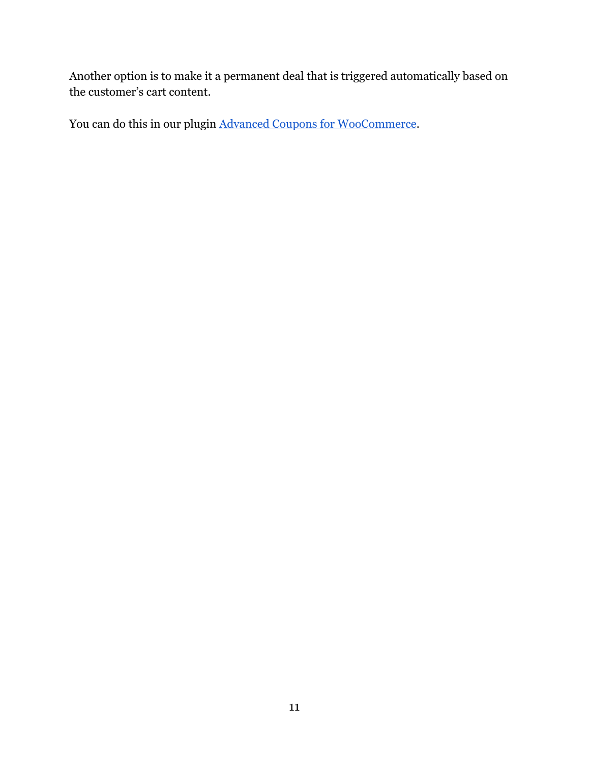Another option is to make it a permanent deal that is triggered automatically based on the customer's cart content.

You can do this in our plugin [Advanced Coupons for WooCommerce](#).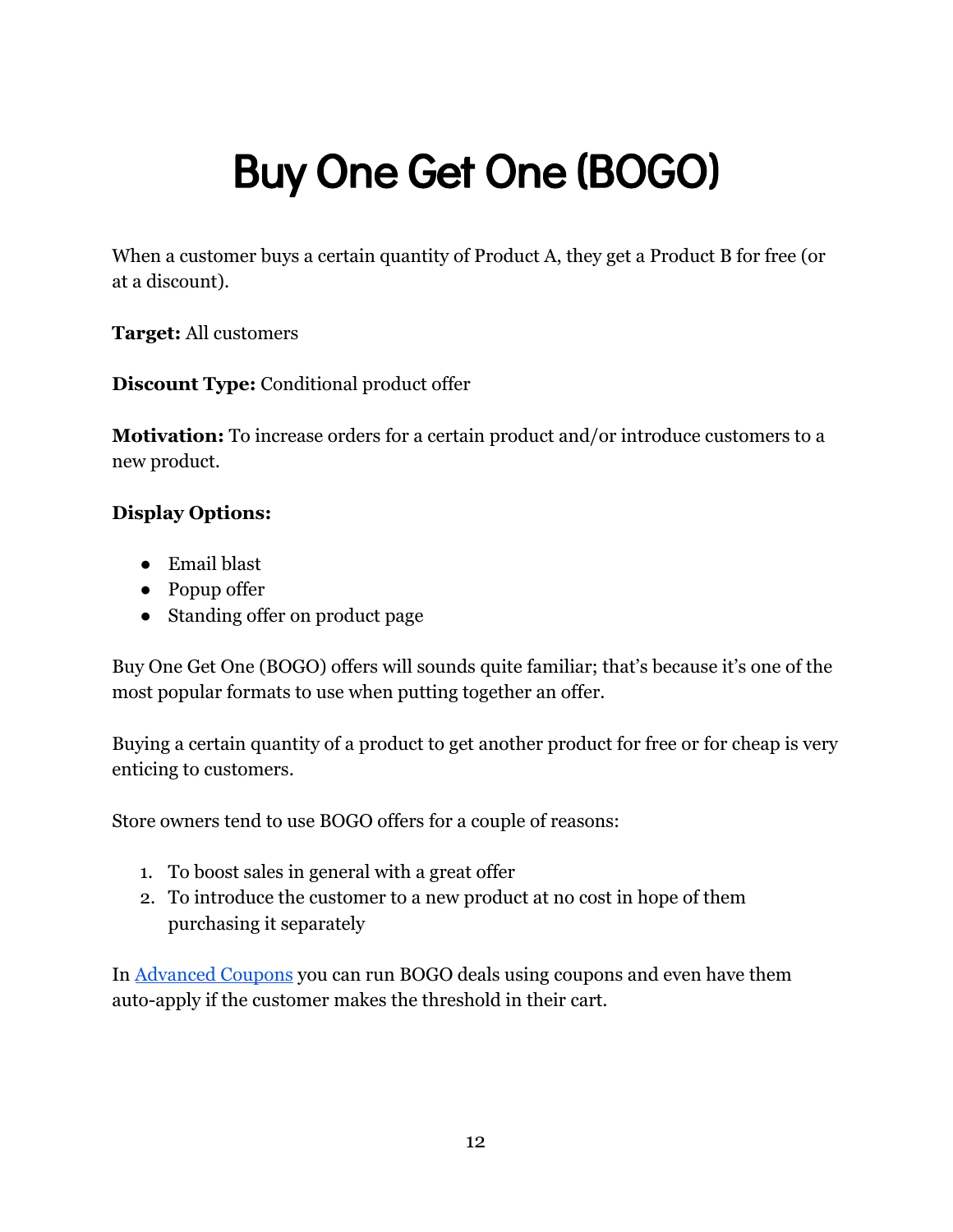# Buy One Get One (BOGO)

When a customer buys a certain quantity of Product A, they get a Product B for free (or at a discount).

**Target:** All customers

**Discount Type:** Conditional product offer

**Motivation:** To increase orders for a certain product and/or introduce customers to a new product.

**Display Options:**

- Email blast
- Popup offer
- Standing offer on product page

Buy One Get One (BOGO) offers will sounds quite familiar; that's because it's one of the most popular formats to use when putting together an offer.

Buying a certain quantity of a product to get another product for free or for cheap is very enticing to customers.

Store owners tend to use BOGO offers for a couple of reasons:

1. To boost sales in general with a great offer
2. To introduce the customer to a new product at no cost in hope of them purchasing it separately

In [Advanced Coupons] you can run BOGO deals using coupons and even have them auto-apply if the customer makes the threshold in their cart.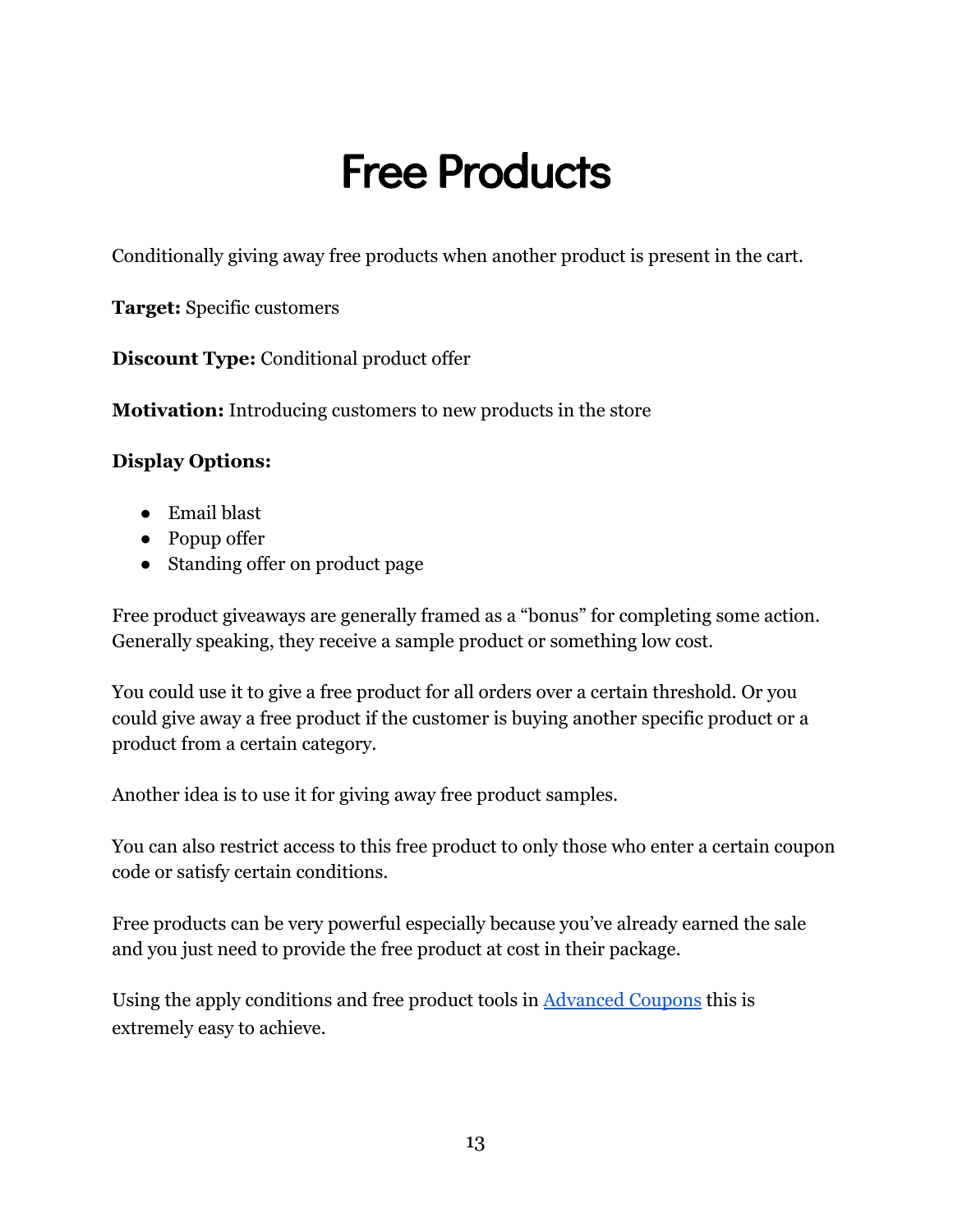# Free Products

Conditionally giving away free products when another product is present in the cart.

**Target:** Specific customers

**Discount Type:** Conditional product offer

**Motivation:** Introducing customers to new products in the store

**Display Options:**

- Email blast
- Popup offer
- Standing offer on product page

Free product giveaways are generally framed as a "bonus" for completing some action. Generally speaking, they receive a sample product or something low cost.

You could use it to give a free product for all orders over a certain threshold. Or you could give away a free product if the customer is buying another specific product or a product from a certain category.

Another idea is to use it for giving away free product samples.

You can also restrict access to this free product to only those who enter a certain coupon code or satisfy certain conditions.

Free products can be very powerful especially because you've already earned the sale and you just need to provide the free product at cost in their package.

Using the apply conditions and free product tools in [Advanced Coupons] this is extremely easy to achieve.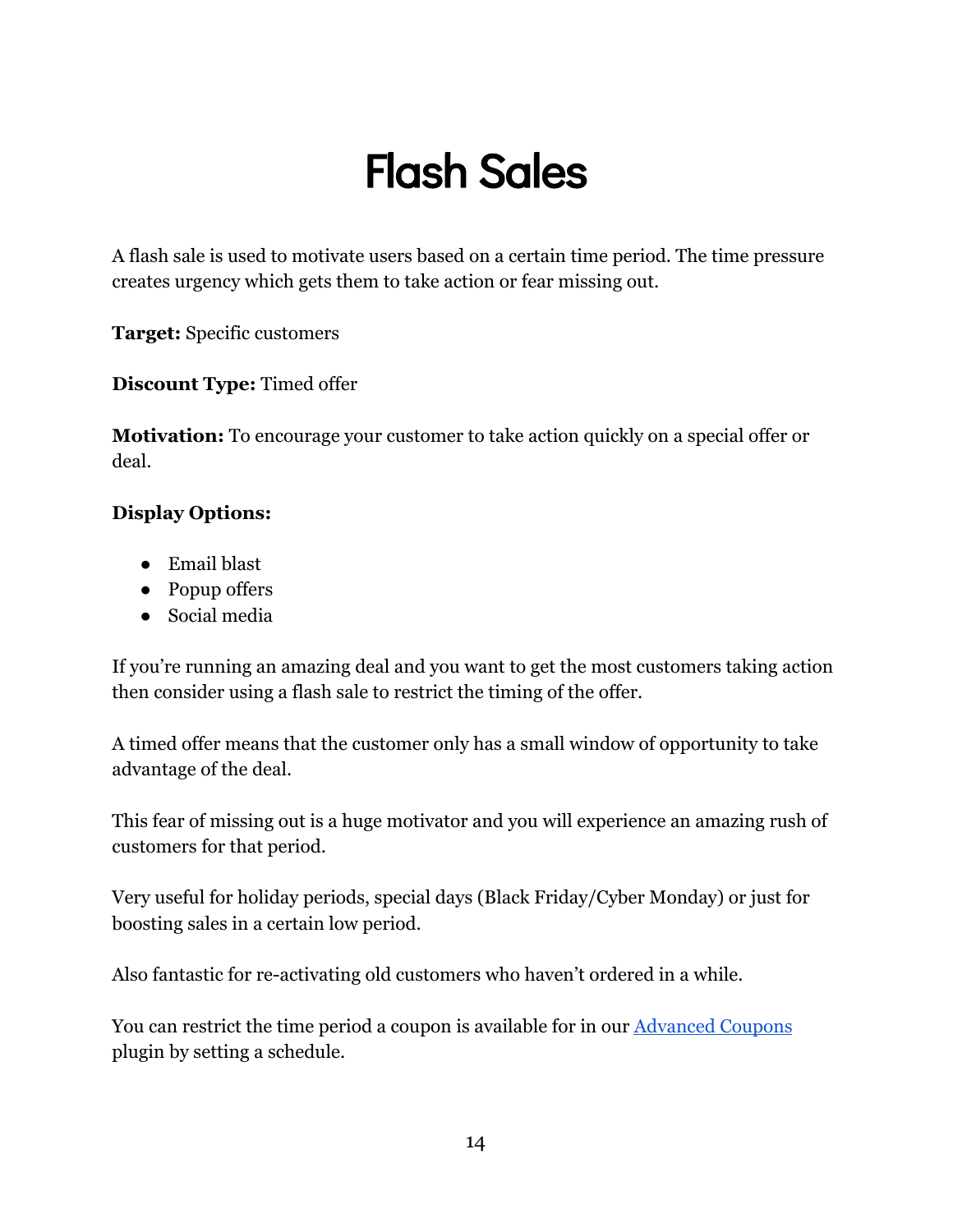# Flash Sales

A flash sale is used to motivate users based on a certain time period. The time pressure creates urgency which gets them to take action or fear missing out.

**Target:** Specific customers

**Discount Type:** Timed offer

**Motivation:** To encourage your customer to take action quickly on a special offer or deal.

**Display Options:**

- Email blast
- Popup offers
- Social media

If you're running an amazing deal and you want to get the most customers taking action then consider using a flash sale to restrict the timing of the offer.

A timed offer means that the customer only has a small window of opportunity to take advantage of the deal.

This fear of missing out is a huge motivator and you will experience an amazing rush of customers for that period.

Very useful for holiday periods, special days (Black Friday/Cyber Monday) or just for boosting sales in a certain low period.

Also fantastic for re-activating old customers who haven't ordered in a while.

You can restrict the time period a coupon is available for in our Advanced Coupons plugin by setting a schedule.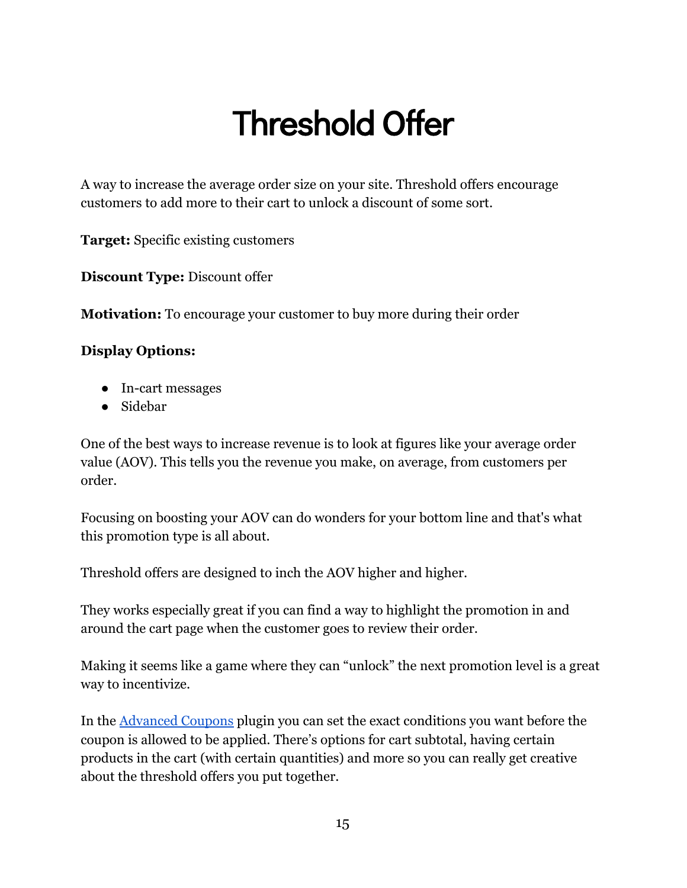# Threshold Offer

A way to increase the average order size on your site. Threshold offers encourage customers to add more to their cart to unlock a discount of some sort.

**Target:** Specific existing customers

**Discount Type:** Discount offer

**Motivation:** To encourage your customer to buy more during their order

**Display Options:**

- In-cart messages
- Sidebar

One of the best ways to increase revenue is to look at figures like your average order value (AOV). This tells you the revenue you make, on average, from customers per order.

Focusing on boosting your AOV can do wonders for your bottom line and that's what this promotion type is all about.

Threshold offers are designed to inch the AOV higher and higher.

They works especially great if you can find a way to highlight the promotion in and around the cart page when the customer goes to review their order.

Making it seems like a game where they can "unlock" the next promotion level is a great way to incentivize.

In the Advanced Coupons plugin you can set the exact conditions you want before the coupon is allowed to be applied. There's options for cart subtotal, having certain products in the cart (with certain quantities) and more so you can really get creative about the threshold offers you put together.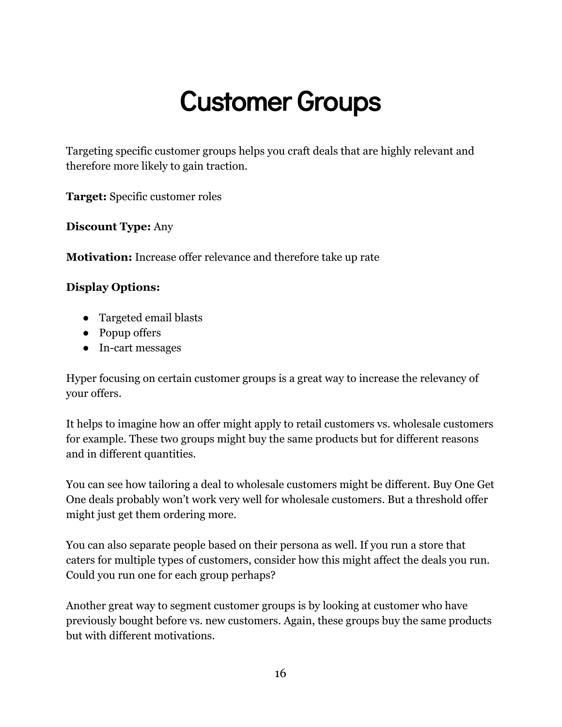# Customer Groups

Targeting specific customer groups helps you craft deals that are highly relevant and therefore more likely to gain traction.

**Target:** Specific customer roles

**Discount Type:** Any

**Motivation:** Increase offer relevance and therefore take up rate

**Display Options:**

- Targeted email blasts
- Popup offers
- In-cart messages

Hyper focusing on certain customer groups is a great way to increase the relevancy of your offers.

It helps to imagine how an offer might apply to retail customers vs. wholesale customers for example. These two groups might buy the same products but for different reasons and in different quantities.

You can see how tailoring a deal to wholesale customers might be different. Buy One Get One deals probably won't work very well for wholesale customers. But a threshold offer might just get them ordering more.

You can also separate people based on their persona as well. If you run a store that caters for multiple types of customers, consider how this might affect the deals you run. Could you run one for each group perhaps?

Another great way to segment customer groups is by looking at customer who have previously bought before vs. new customers. Again, these groups buy the same products but with different motivations.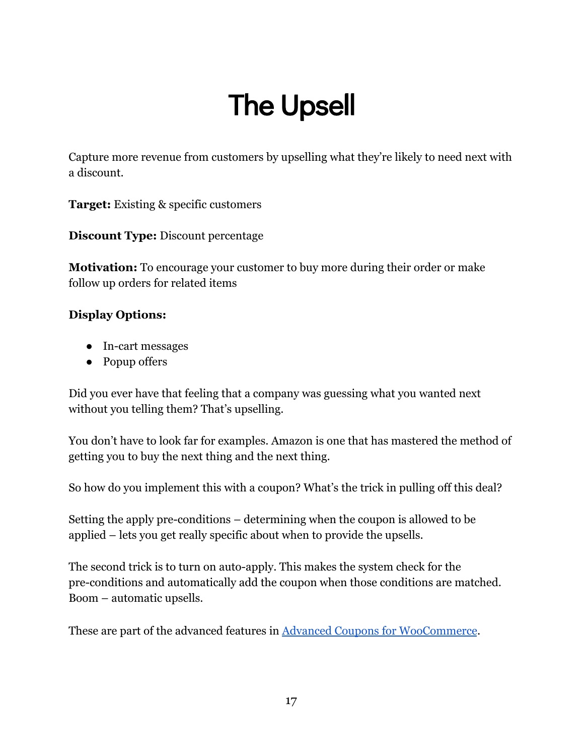# The Upsell

Capture more revenue from customers by upselling what they're likely to need next with a discount.

**Target:** Existing & specific customers

**Discount Type:** Discount percentage

**Motivation:** To encourage your customer to buy more during their order or make follow up orders for related items

**Display Options:**

- In-cart messages
- Popup offers

Did you ever have that feeling that a company was guessing what you wanted next without you telling them? That's upselling.

You don't have to look far for examples. Amazon is one that has mastered the method of getting you to buy the next thing and the next thing.

So how do you implement this with a coupon? What's the trick in pulling off this deal?

Setting the apply pre-conditions – determining when the coupon is allowed to be applied – lets you get really specific about when to provide the upsells.

The second trick is to turn on auto-apply. This makes the system check for the pre-conditions and automatically add the coupon when those conditions are matched. Boom – automatic upsells.

These are part of the advanced features in [Advanced Coupons for WooCommerce](#).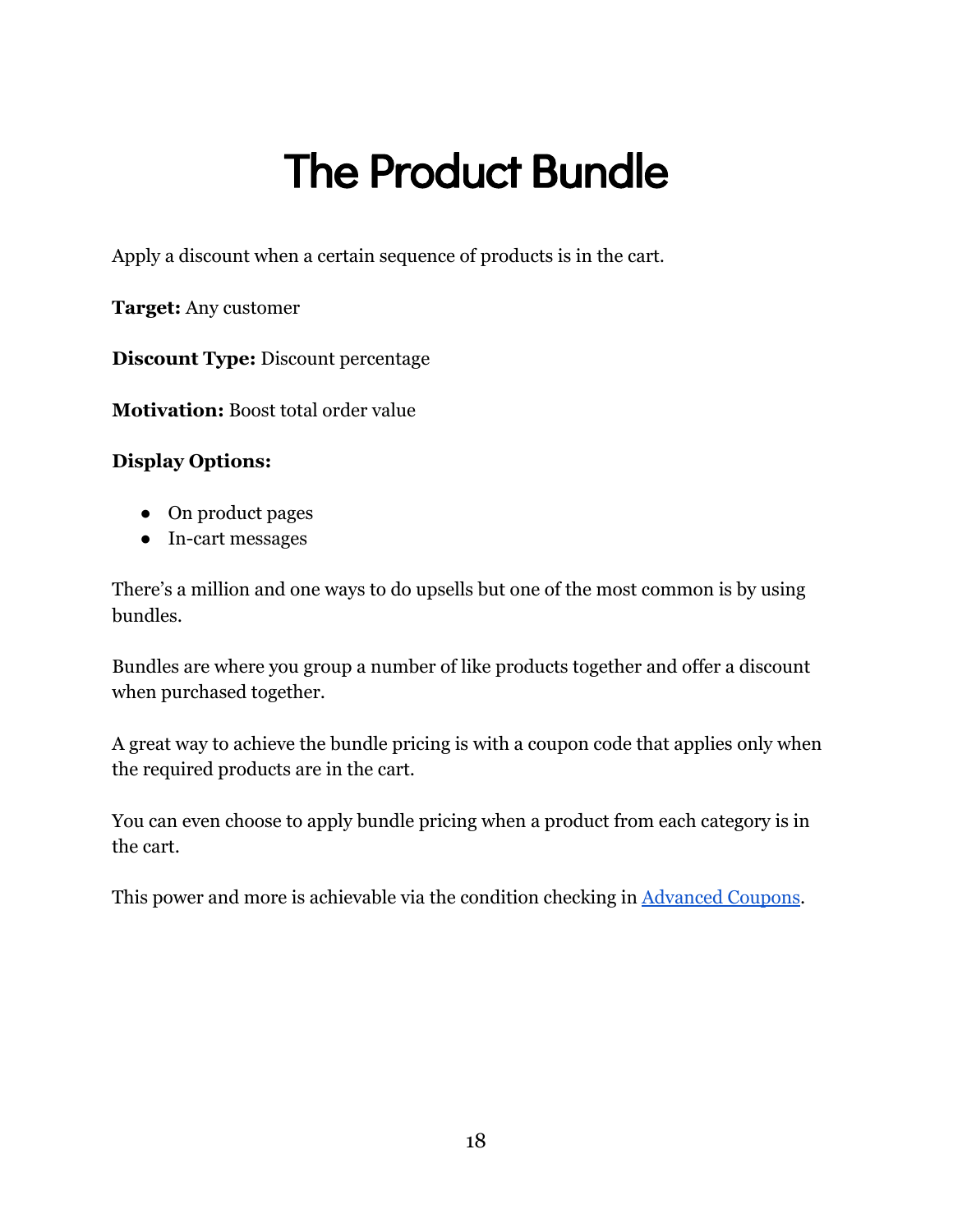# The Product Bundle

Apply a discount when a certain sequence of products is in the cart.

**Target:** Any customer

**Discount Type:** Discount percentage

**Motivation:** Boost total order value

**Display Options:**

- On product pages
- In-cart messages

There's a million and one ways to do upsells but one of the most common is by using bundles.

Bundles are where you group a number of like products together and offer a discount when purchased together.

A great way to achieve the bundle pricing is with a coupon code that applies only when the required products are in the cart.

You can even choose to apply bundle pricing when a product from each category is in the cart.

This power and more is achievable via the condition checking in Advanced Coupons.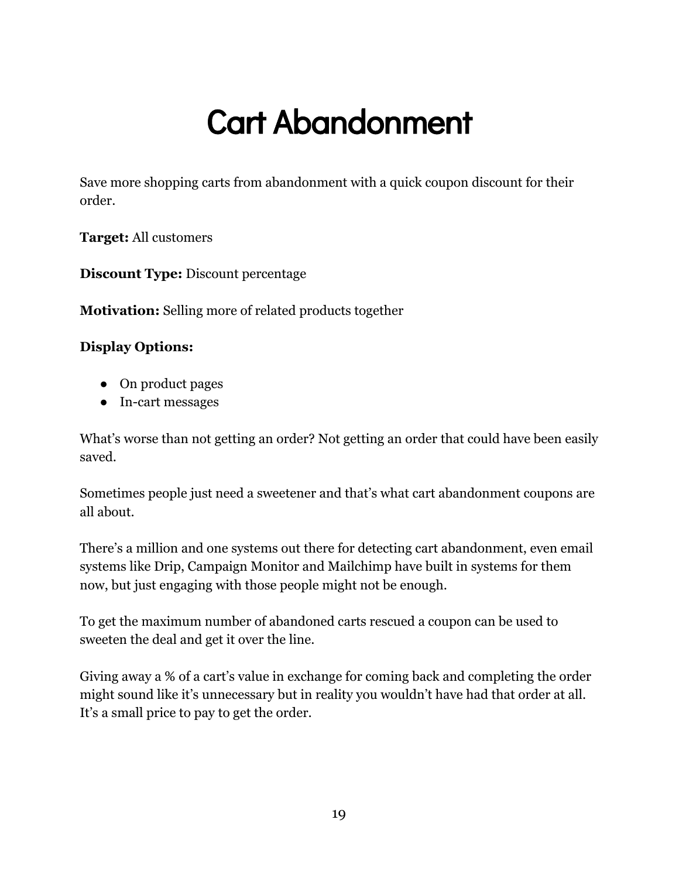# Cart Abandonment

Save more shopping carts from abandonment with a quick coupon discount for their order.

**Target:** All customers

**Discount Type:** Discount percentage

**Motivation:** Selling more of related products together

**Display Options:**

- On product pages
- In-cart messages

What's worse than not getting an order? Not getting an order that could have been easily saved.

Sometimes people just need a sweetener and that's what cart abandonment coupons are all about.

There's a million and one systems out there for detecting cart abandonment, even email systems like Drip, Campaign Monitor and Mailchimp have built in systems for them now, but just engaging with those people might not be enough.

To get the maximum number of abandoned carts rescued a coupon can be used to sweeten the deal and get it over the line.

Giving away a % of a cart's value in exchange for coming back and completing the order might sound like it's unnecessary but in reality you wouldn't have had that order at all. It's a small price to pay to get the order.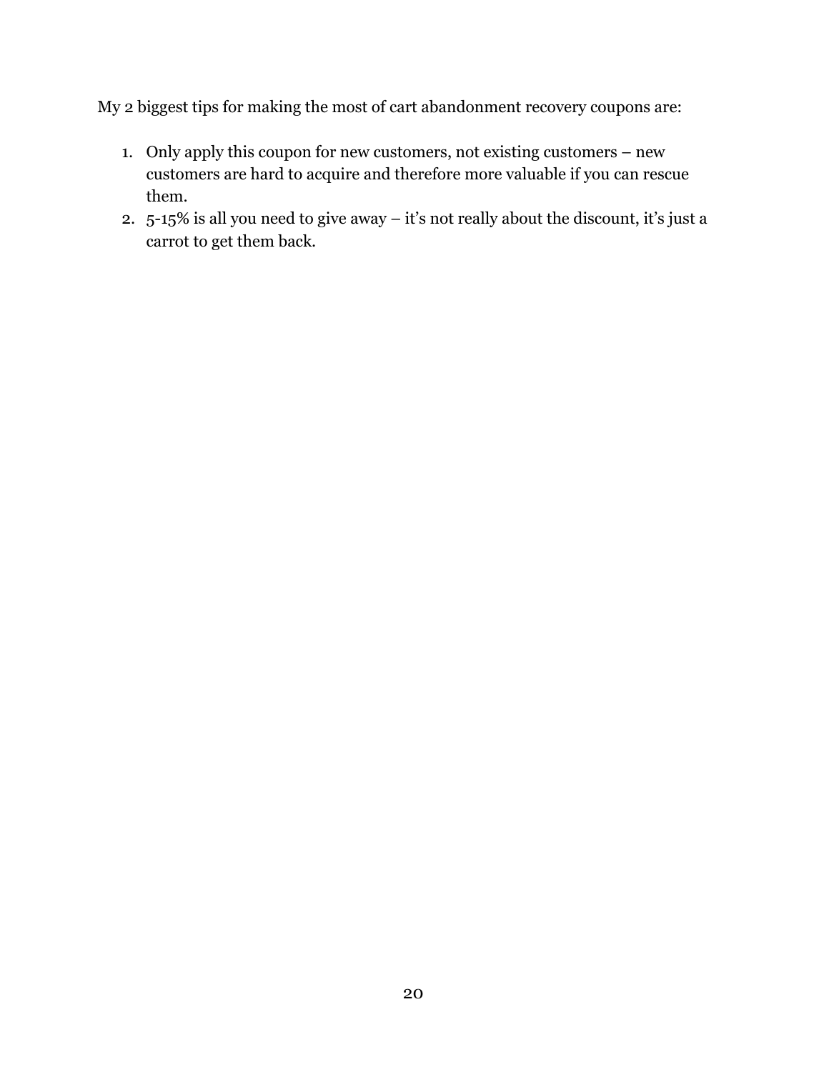My 2 biggest tips for making the most of cart abandonment recovery coupons are:

1. Only apply this coupon for new customers, not existing customers – new customers are hard to acquire and therefore more valuable if you can rescue them.
2. 5-15% is all you need to give away – it's not really about the discount, it's just a carrot to get them back.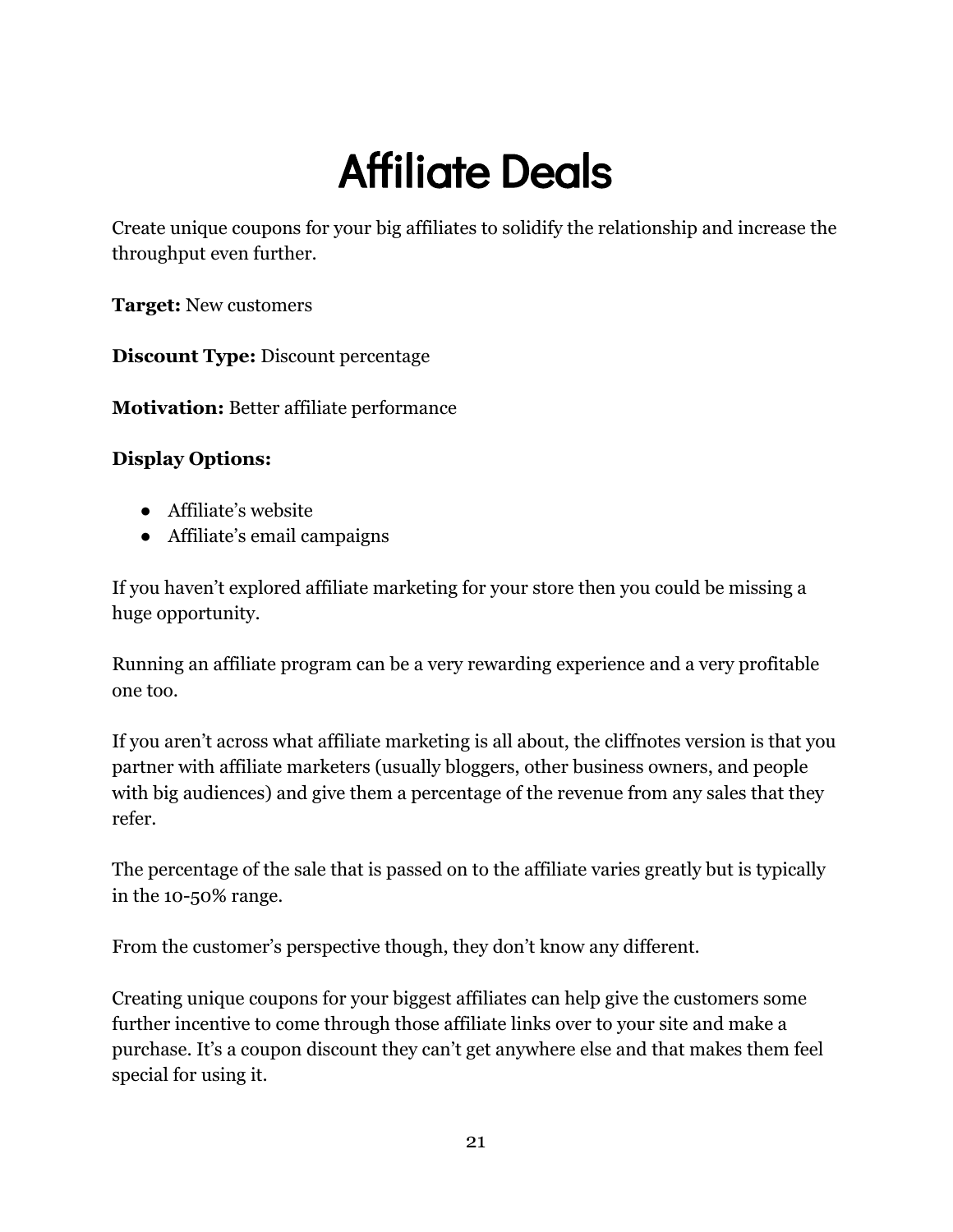# Affiliate Deals

Create unique coupons for your big affiliates to solidify the relationship and increase the throughput even further.

**Target:** New customers

**Discount Type:** Discount percentage

**Motivation:** Better affiliate performance

**Display Options:**

- Affiliate's website
- Affiliate's email campaigns

If you haven't explored affiliate marketing for your store then you could be missing a huge opportunity.

Running an affiliate program can be a very rewarding experience and a very profitable one too.

If you aren't across what affiliate marketing is all about, the cliffnotes version is that you partner with affiliate marketers (usually bloggers, other business owners, and people with big audiences) and give them a percentage of the revenue from any sales that they refer.

The percentage of the sale that is passed on to the affiliate varies greatly but is typically in the 10-50% range.

From the customer's perspective though, they don't know any different.

Creating unique coupons for your biggest affiliates can help give the customers some further incentive to come through those affiliate links over to your site and make a purchase. It's a coupon discount they can't get anywhere else and that makes them feel special for using it.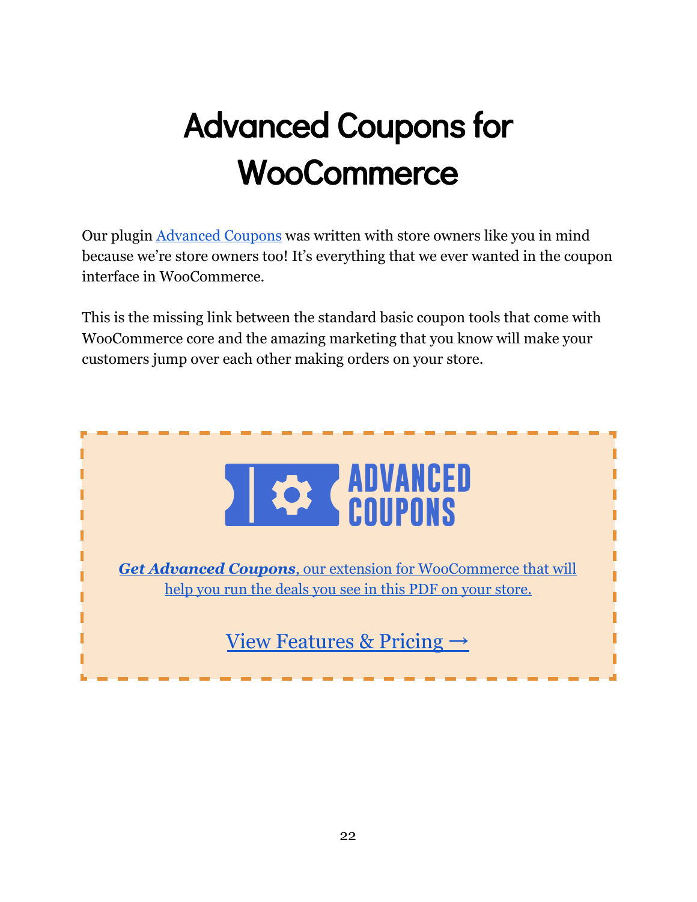# Advanced Coupons for WooCommerce

Our plugin Advanced Coupons was written with store owners like you in mind because we're store owners too! It's everything that we ever wanted in the coupon interface in WooCommerce.

This is the missing link between the standard basic coupon tools that come with WooCommerce core and the amazing marketing that you know will make your customers jump over each other making orders on your store.

ADVANCED COUPONS

***Get Advanced Coupons***, our extension for WooCommerce that will help you run the deals you see in this PDF on your store.

View Features & Pricing →